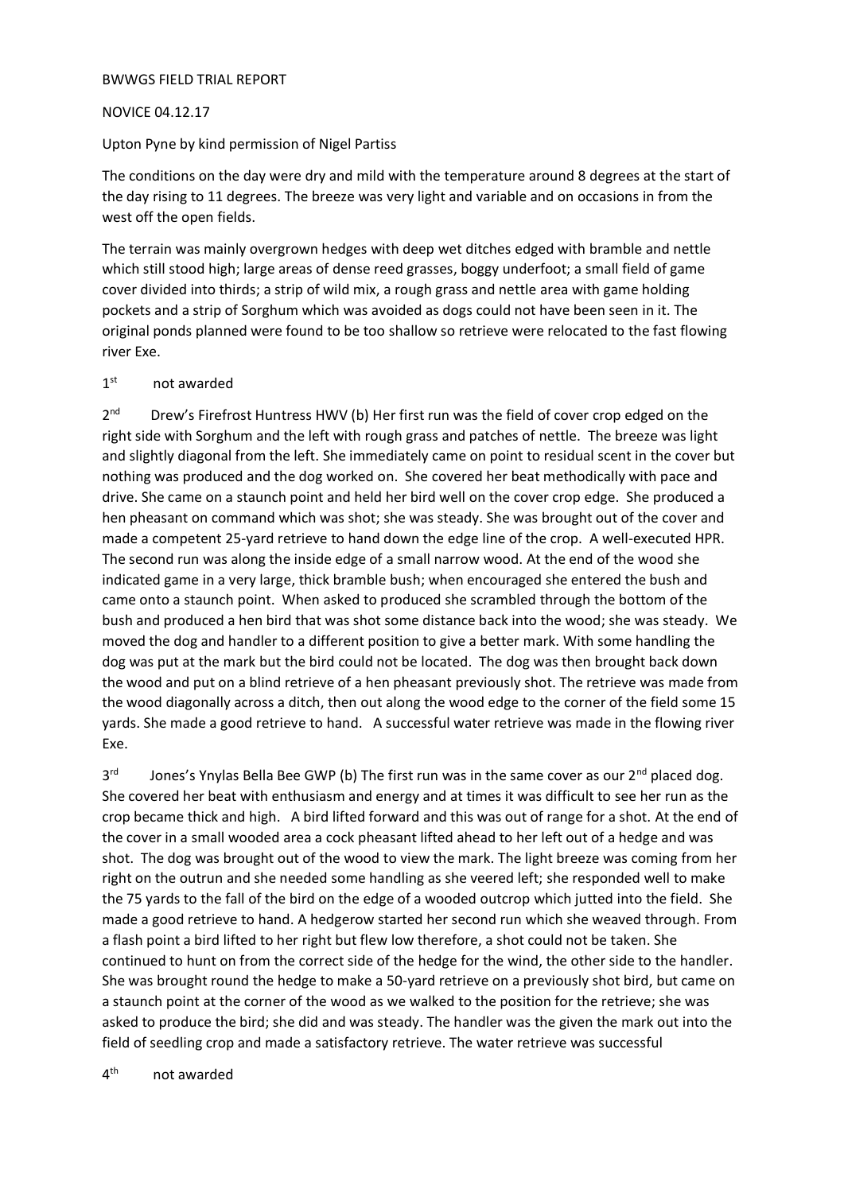BWWGS FIELD TRIAL REPORT

NOVICE 04.12.17

Upton Pyne by kind permission of Nigel Partiss

The conditions on the day were dry and mild with the temperature around 8 degrees at the start of the day rising to 11 degrees. The breeze was very light and variable and on occasions in from the west off the open fields.

The terrain was mainly overgrown hedges with deep wet ditches edged with bramble and nettle which still stood high; large areas of dense reed grasses, boggy underfoot; a small field of game cover divided into thirds; a strip of wild mix, a rough grass and nettle area with game holding pockets and a strip of Sorghum which was avoided as dogs could not have been seen in it. The original ponds planned were found to be too shallow so retrieve were relocated to the fast flowing river Exe.

1st not awarded

2nd Drew's Firefrost Huntress HWV (b) Her first run was the field of cover crop edged on the right side with Sorghum and the left with rough grass and patches of nettle. The breeze was light and slightly diagonal from the left. She immediately came on point to residual scent in the cover but nothing was produced and the dog worked on. She covered her beat methodically with pace and drive. She came on a staunch point and held her bird well on the cover crop edge. She produced a hen pheasant on command which was shot; she was steady. She was brought out of the cover and made a competent 25-yard retrieve to hand down the edge line of the crop. A well-executed HPR. The second run was along the inside edge of a small narrow wood. At the end of the wood she indicated game in a very large, thick bramble bush; when encouraged she entered the bush and came onto a staunch point. When asked to produced she scrambled through the bottom of the bush and produced a hen bird that was shot some distance back into the wood; she was steady. We moved the dog and handler to a different position to give a better mark. With some handling the dog was put at the mark but the bird could not be located. The dog was then brought back down the wood and put on a blind retrieve of a hen pheasant previously shot. The retrieve was made from the wood diagonally across a ditch, then out along the wood edge to the corner of the field some 15 yards. She made a good retrieve to hand. A successful water retrieve was made in the flowing river Exe.

3rd Jones's Ynylas Bella Bee GWP (b) The first run was in the same cover as our 2nd placed dog. She covered her beat with enthusiasm and energy and at times it was difficult to see her run as the crop became thick and high. A bird lifted forward and this was out of range for a shot. At the end of the cover in a small wooded area a cock pheasant lifted ahead to her left out of a hedge and was shot. The dog was brought out of the wood to view the mark. The light breeze was coming from her right on the outrun and she needed some handling as she veered left; she responded well to make the 75 yards to the fall of the bird on the edge of a wooded outcrop which jutted into the field. She made a good retrieve to hand. A hedgerow started her second run which she weaved through. From a flash point a bird lifted to her right but flew low therefore, a shot could not be taken. She continued to hunt on from the correct side of the hedge for the wind, the other side to the handler. She was brought round the hedge to make a 50-yard retrieve on a previously shot bird, but came on a staunch point at the corner of the wood as we walked to the position for the retrieve; she was asked to produce the bird; she did and was steady. The handler was the given the mark out into the field of seedling crop and made a satisfactory retrieve. The water retrieve was successful

4th not awarded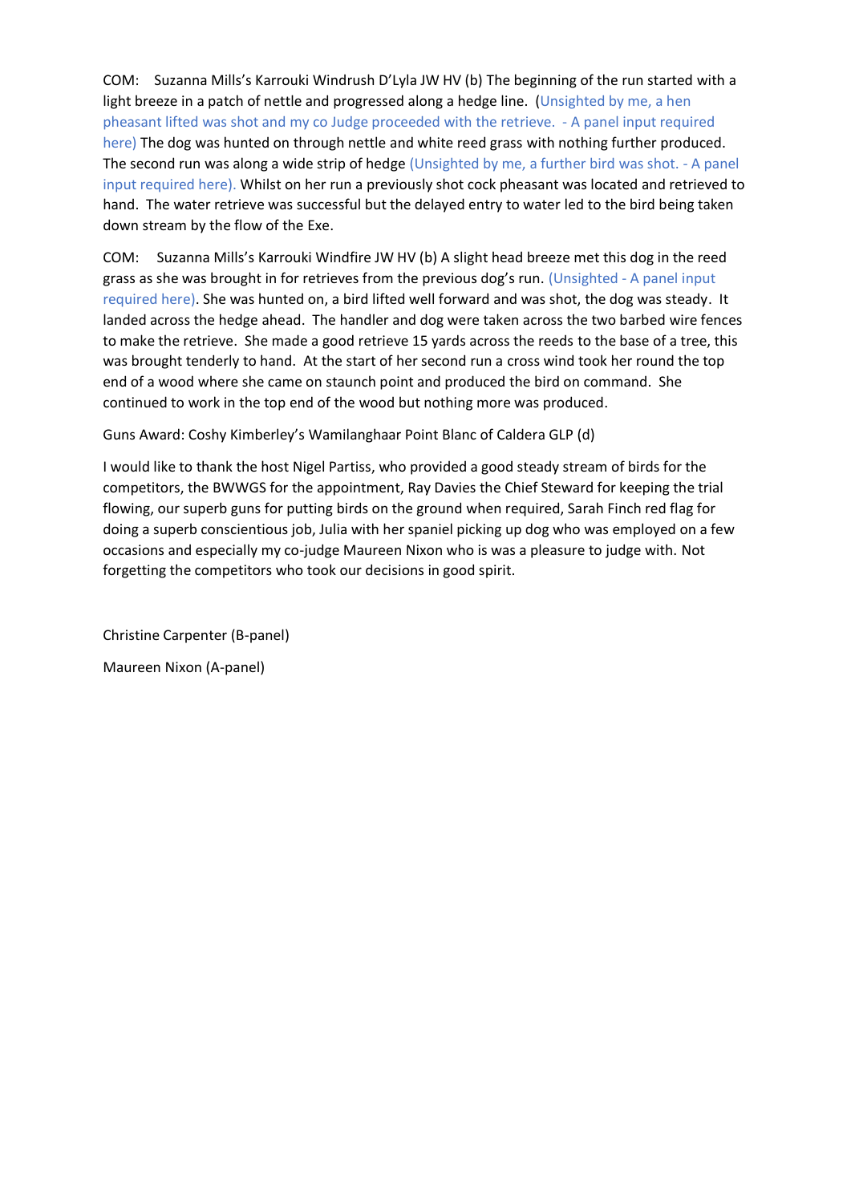COM: Suzanna Mills's Karrouki Windrush D'Lyla JW HV (b) The beginning of the run started with a light breeze in a patch of nettle and progressed along a hedge line. (Unsighted by me, a hen pheasant lifted was shot and my co Judge proceeded with the retrieve. - A panel input required here) The dog was hunted on through nettle and white reed grass with nothing further produced. The second run was along a wide strip of hedge (Unsighted by me, a further bird was shot. - A panel input required here). Whilst on her run a previously shot cock pheasant was located and retrieved to hand. The water retrieve was successful but the delayed entry to water led to the bird being taken down stream by the flow of the Exe.

COM: Suzanna Mills's Karrouki Windfire JW HV (b) A slight head breeze met this dog in the reed grass as she was brought in for retrieves from the previous dog's run. (Unsighted - A panel input required here). She was hunted on, a bird lifted well forward and was shot, the dog was steady. It landed across the hedge ahead. The handler and dog were taken across the two barbed wire fences to make the retrieve. She made a good retrieve 15 yards across the reeds to the base of a tree, this was brought tenderly to hand. At the start of her second run a cross wind took her round the top end of a wood where she came on staunch point and produced the bird on command. She continued to work in the top end of the wood but nothing more was produced.

Guns Award: Coshy Kimberley's Wamilanghaar Point Blanc of Caldera GLP (d)

I would like to thank the host Nigel Partiss, who provided a good steady stream of birds for the competitors, the BWWGS for the appointment, Ray Davies the Chief Steward for keeping the trial flowing, our superb guns for putting birds on the ground when required, Sarah Finch red flag for doing a superb conscientious job, Julia with her spaniel picking up dog who was employed on a few occasions and especially my co-judge Maureen Nixon who is was a pleasure to judge with. Not forgetting the competitors who took our decisions in good spirit.

Christine Carpenter (B-panel)

Maureen Nixon (A-panel)